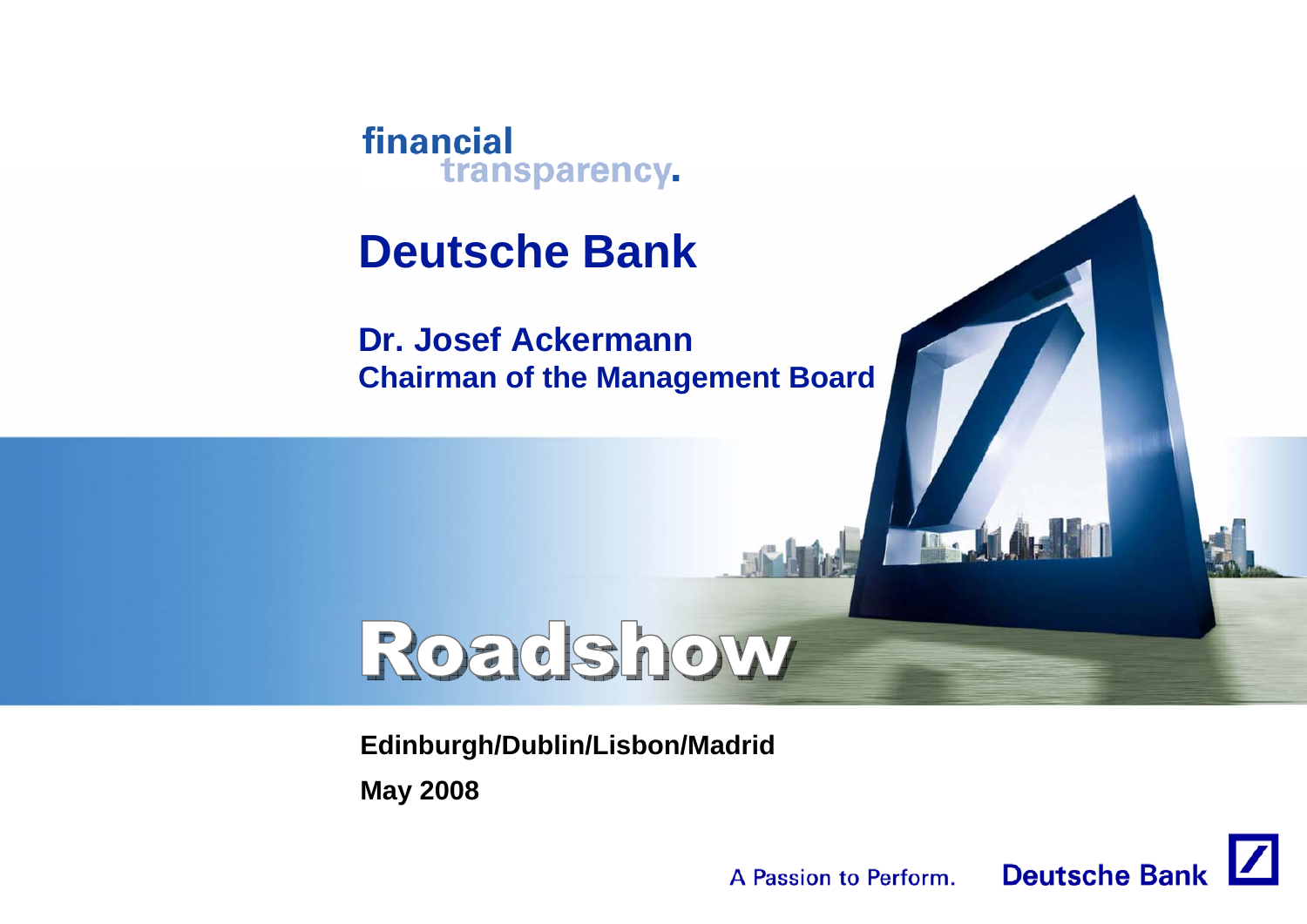financial transparency.

# Deutsche Bank

**Dr. Josef Ackermann**
**Chairman of the Management Board**

## Roadshow

**Edinburgh/Dublin/Lisbon/Madrid**

**May 2008**

A Passion to Perform. Deutsche Bank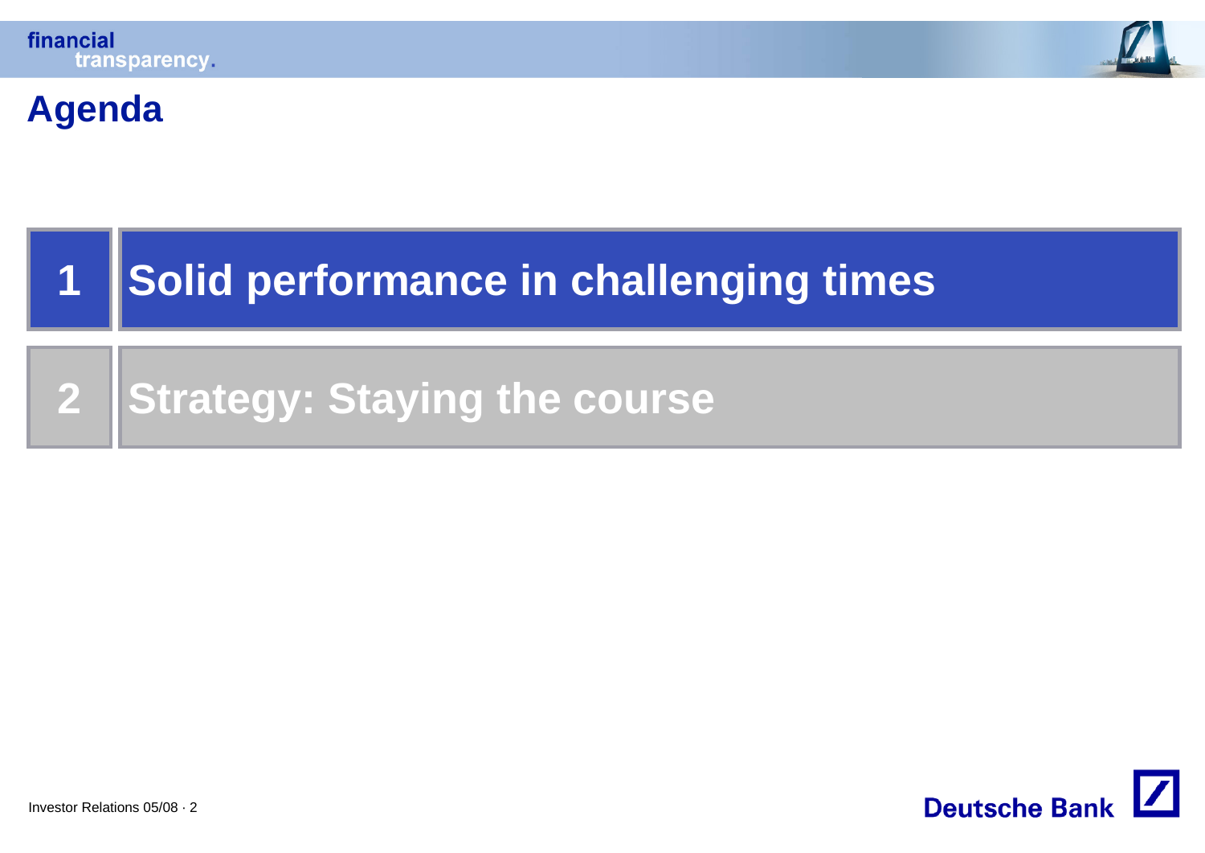# Agenda

1 Solid performance in challenging times

2 Strategy: Staying the course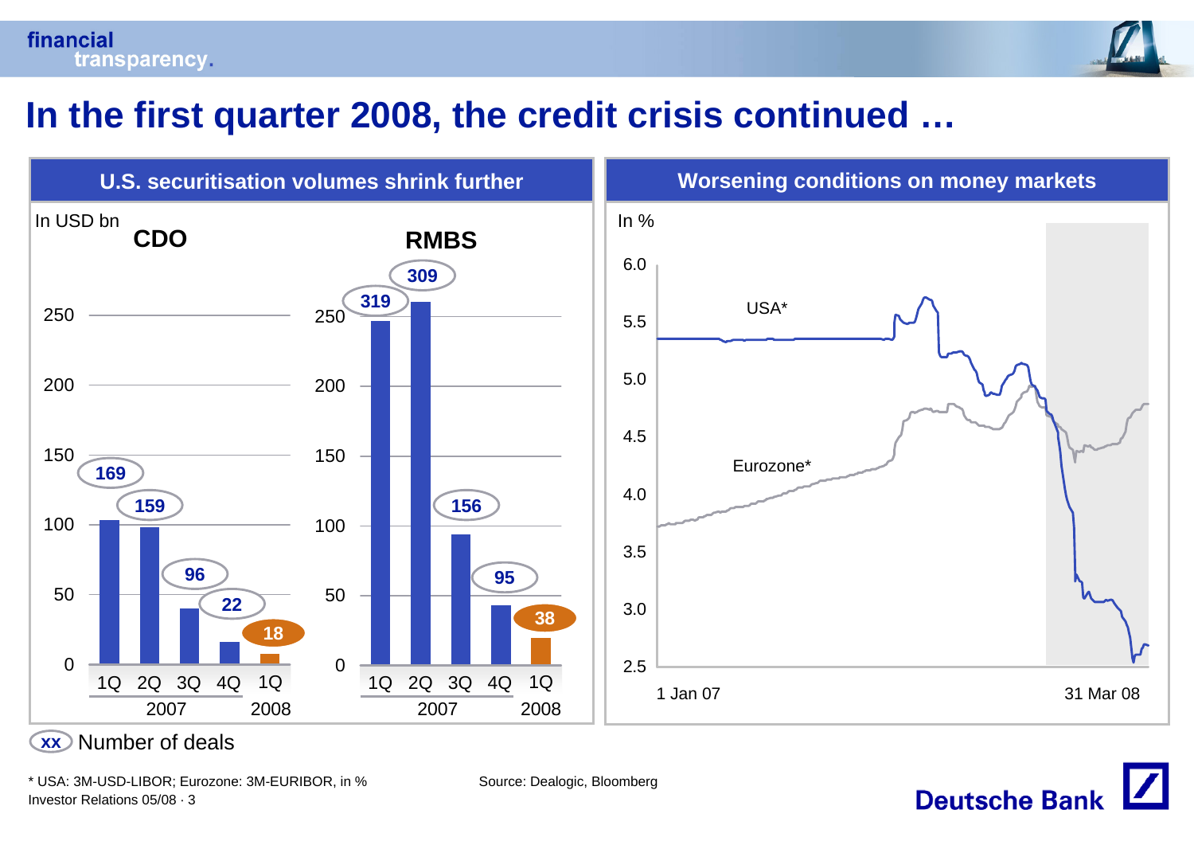# In the first quarter 2008, the credit crisis continued …

## U.S. securitisation volumes shrink further

In USD bn

**CDO**

| | 1Q 2007 | 2Q 2007 | 3Q 2007 | 4Q 2007 | 1Q 2008 |
|---|---|---|---|---|---|
| Number of deals | 169 | 159 | 96 | 22 | 18 |

**RMBS**

| | 1Q 2007 | 2Q 2007 | 3Q 2007 | 4Q 2007 | 1Q 2008 |
|---|---|---|---|---|---|
| Number of deals | 319 | 309 | 156 | 95 | 38 |

xx Number of deals

## Worsening conditions on money markets

In %

USA*

Eurozone*

1 Jan 07 – 31 Mar 08

\* USA: 3M-USD-LIBOR; Eurozone: 3M-EURIBOR, in %

Source: Dealogic, Bloomberg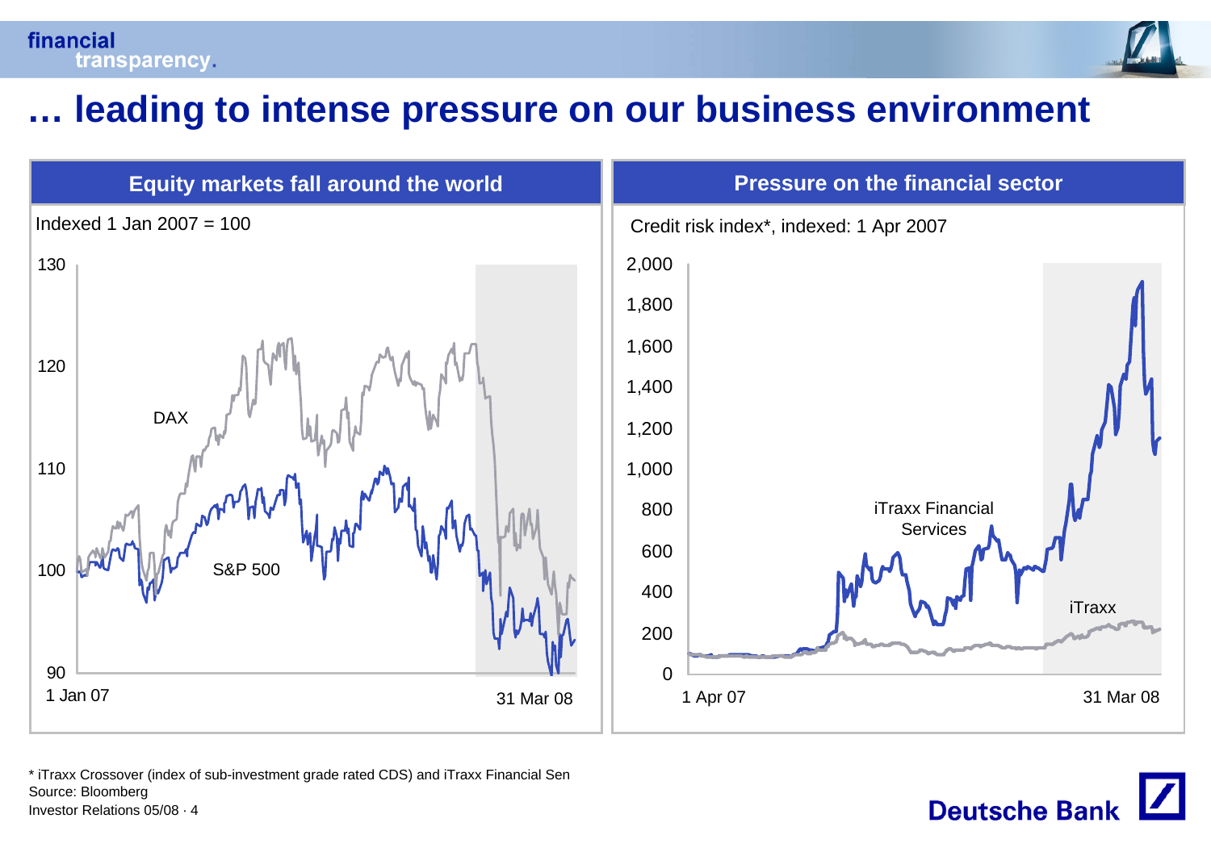# … leading to intense pressure on our business environment

## Equity markets fall around the world

Indexed 1 Jan 2007 = 100

130

120

110

100

90

DAX

S&P 500

1 Jan 07

31 Mar 08

## Pressure on the financial sector

Credit risk index*, indexed: 1 Apr 2007

2,000

1,800

1,600

1,400

1,200

1,000

800

600

400

200

0

iTraxx Financial Services

iTraxx

1 Apr 07

31 Mar 08

\* iTraxx Crossover (index of sub-investment grade rated CDS) and iTraxx Financial Sen

Source: Bloomberg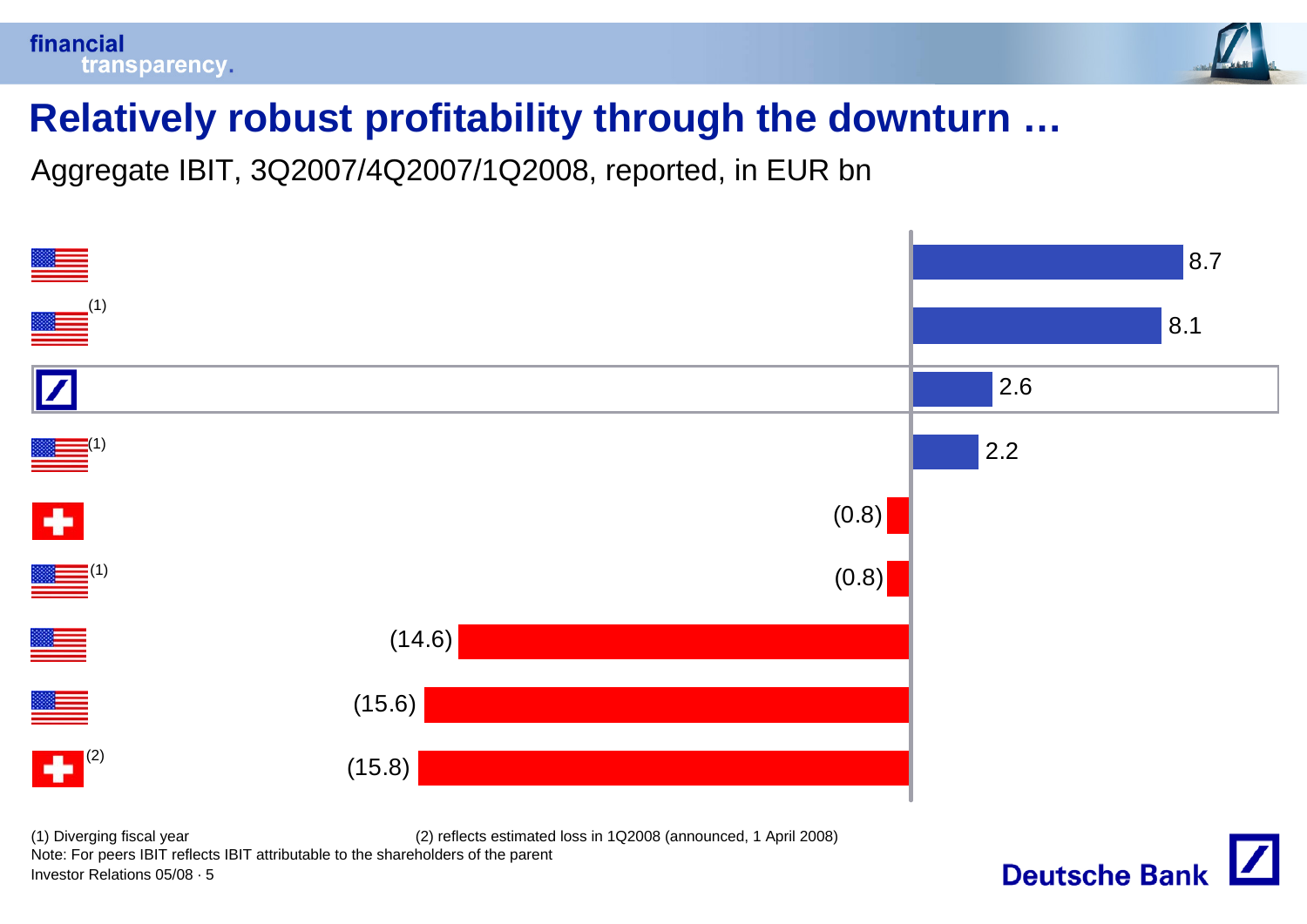# Relatively robust profitability through the downturn …

Aggregate IBIT, 3Q2007/4Q2007/1Q2008, reported, in EUR bn

| Bank | IBIT (EUR bn) |
|---|---|
| US | 8.7 |
| US (1) | 8.1 |
| Deutsche Bank | 2.6 |
| US (1) | 2.2 |
| Switzerland | (0.8) |
| US (1) | (0.8) |
| US | (14.6) |
| US | (15.6) |
| Switzerland (2) | (15.8) |

(1) Diverging fiscal year

(2) reflects estimated loss in 1Q2008 (announced, 1 April 2008)

Note: For peers IBIT reflects IBIT attributable to the shareholders of the parent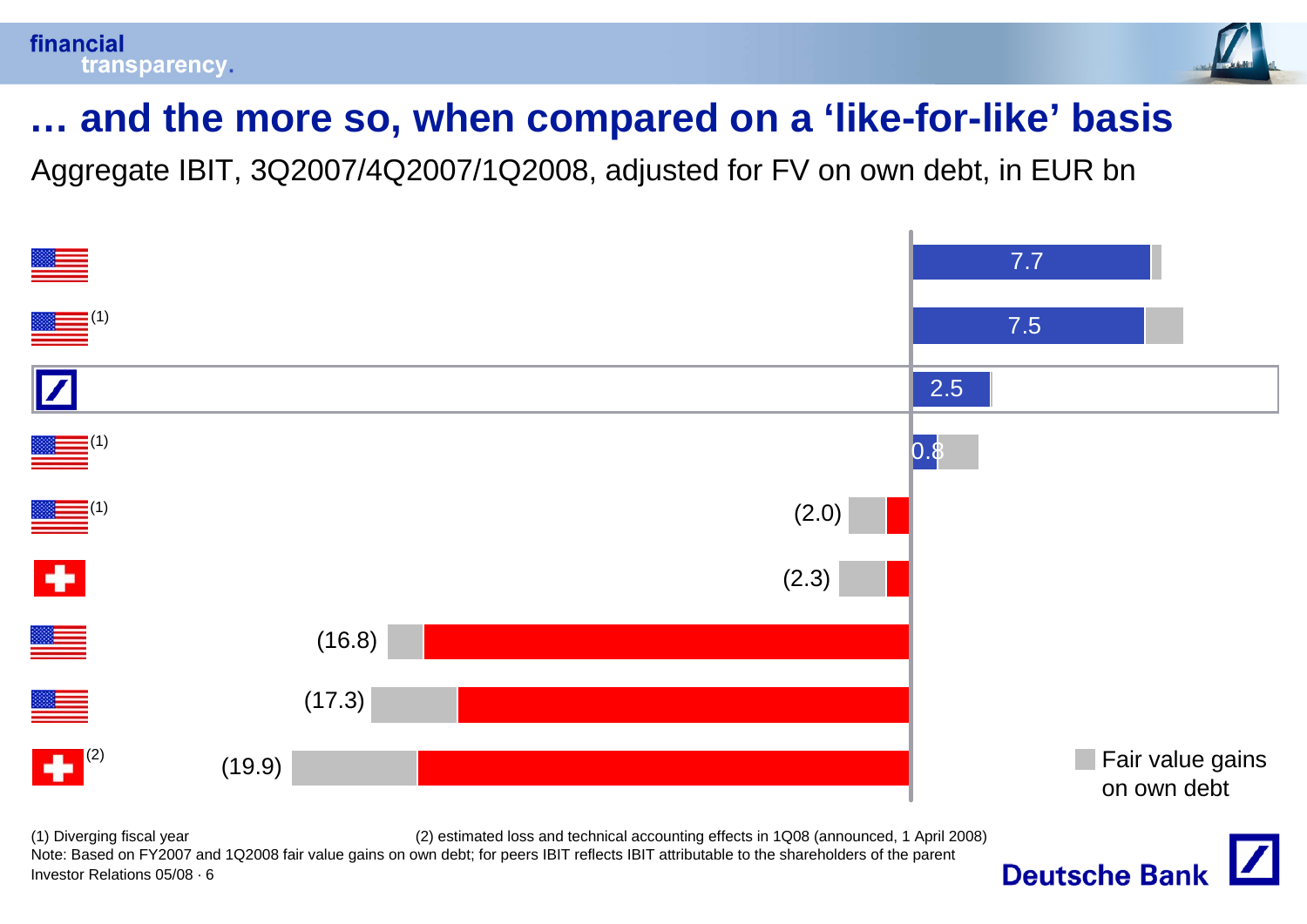# … and the more so, when compared on a 'like-for-like' basis

Aggregate IBIT, 3Q2007/4Q2007/1Q2008, adjusted for FV on own debt, in EUR bn

| Bank | IBIT (EUR bn) |
|---|---|
| US | 7.7 |
| US (1) | 7.5 |
| Deutsche Bank | 2.5 |
| US (1) | 0.8 |
| US (1) | (2.0) |
| Switzerland | (2.3) |
| US | (16.8) |
| US | (17.3) |
| Switzerland (2) | (19.9) |

Fair value gains on own debt

(1) Diverging fiscal year

(2) estimated loss and technical accounting effects in 1Q08 (announced, 1 April 2008)

Note: Based on FY2007 and 1Q2008 fair value gains on own debt; for peers IBIT reflects IBIT attributable to the shareholders of the parent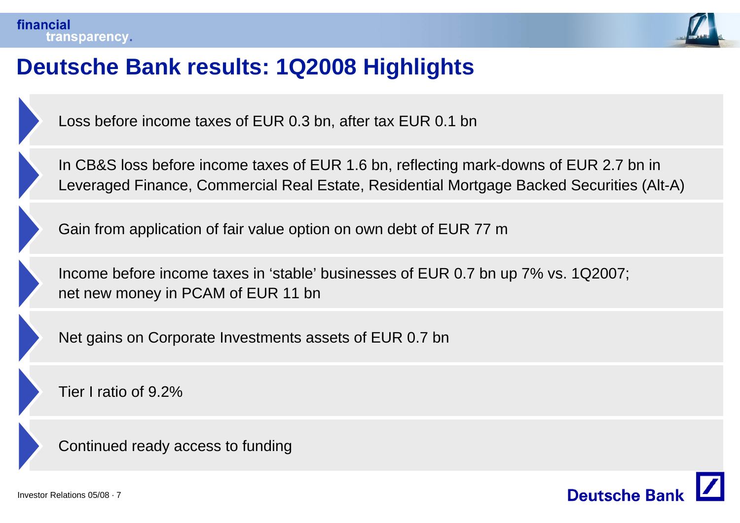# Deutsche Bank results: 1Q2008 Highlights

- Loss before income taxes of EUR 0.3 bn, after tax EUR 0.1 bn
- In CB&S loss before income taxes of EUR 1.6 bn, reflecting mark-downs of EUR 2.7 bn in Leveraged Finance, Commercial Real Estate, Residential Mortgage Backed Securities (Alt-A)
- Gain from application of fair value option on own debt of EUR 77 m
- Income before income taxes in 'stable' businesses of EUR 0.7 bn up 7% vs. 1Q2007; net new money in PCAM of EUR 11 bn
- Net gains on Corporate Investments assets of EUR 0.7 bn
- Tier I ratio of 9.2%
- Continued ready access to funding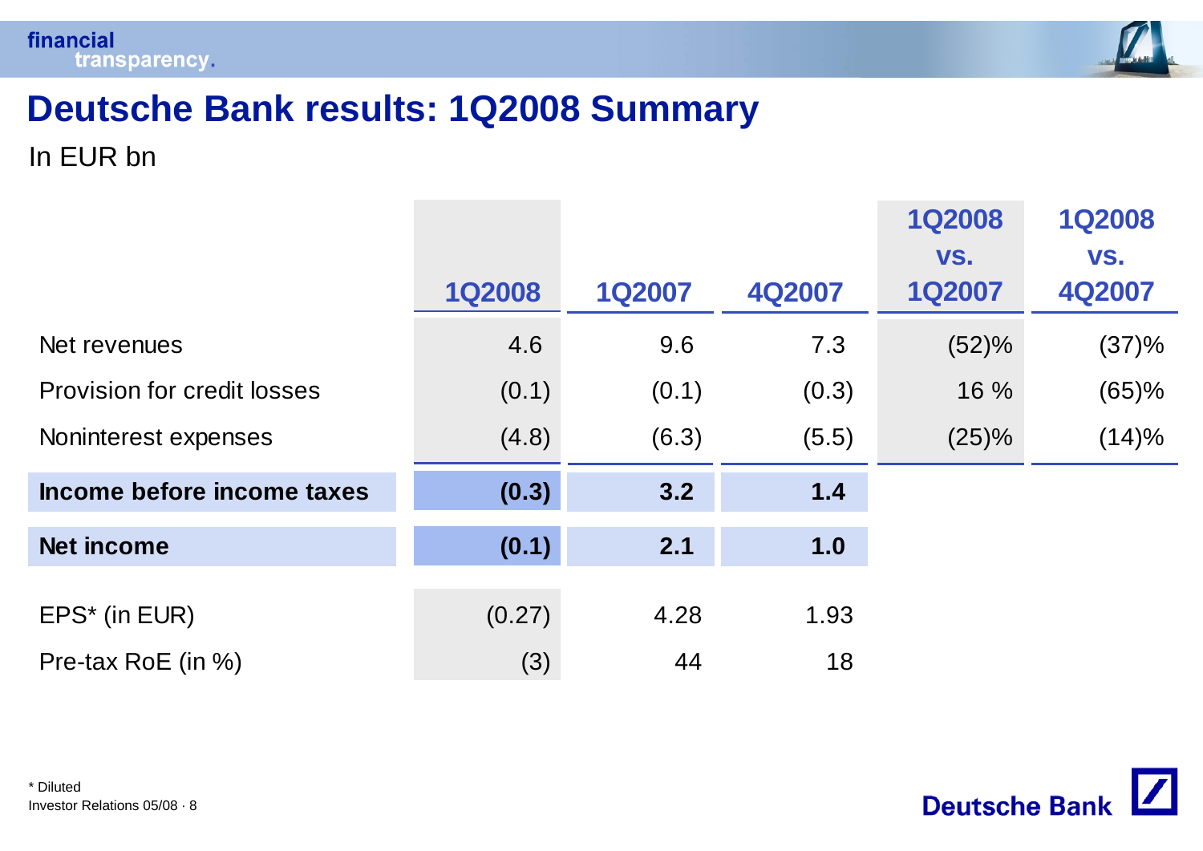# Deutsche Bank results: 1Q2008 Summary

In EUR bn

| | 1Q2008 | 1Q2007 | 4Q2007 | 1Q2008 vs. 1Q2007 | 1Q2008 vs. 4Q2007 |
|---|---|---|---|---|---|
| Net revenues | 4.6 | 9.6 | 7.3 | (52)% | (37)% |
| Provision for credit losses | (0.1) | (0.1) | (0.3) | 16 % | (65)% |
| Noninterest expenses | (4.8) | (6.3) | (5.5) | (25)% | (14)% |
| **Income before income taxes** | **(0.3)** | **3.2** | **1.4** | | |
| **Net income** | **(0.1)** | **2.1** | **1.0** | | |
| EPS* (in EUR) | (0.27) | 4.28 | 1.93 | | |
| Pre-tax RoE (in %) | (3) | 44 | 18 | | |

* Diluted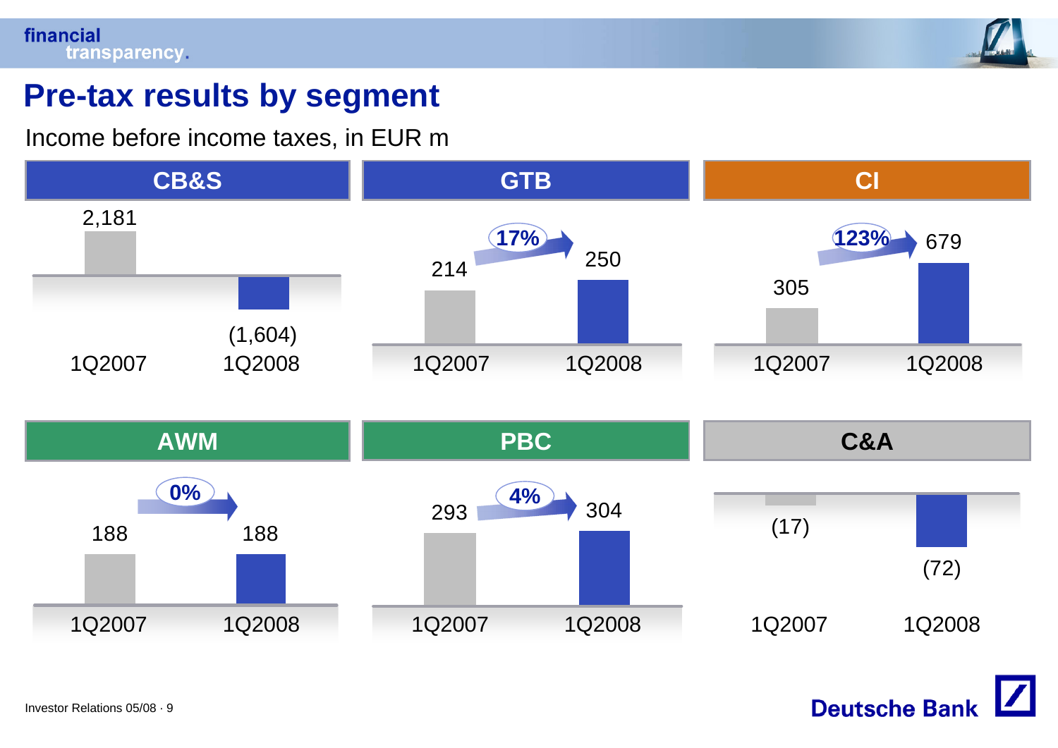# Pre-tax results by segment

Income before income taxes, in EUR m

| Segment | 1Q2007 | 1Q2008 | Change |
|---|---|---|---|
| CB&S | 2,181 | (1,604) | |
| GTB | 214 | 250 | 17% |
| CI | 305 | 679 | 123% |
| AWM | 188 | 188 | 0% |
| PBC | 293 | 304 | 4% |
| C&A | (17) | (72) | |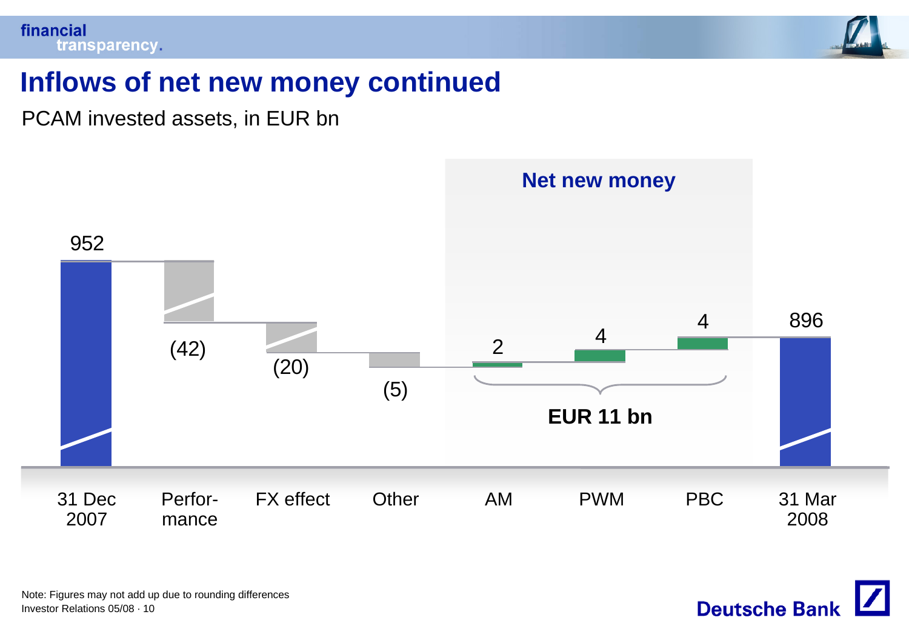# Inflows of net new money continued

PCAM invested assets, in EUR bn

| 31 Dec 2007 | Performance | FX effect | Other | AM | PWM | PBC | 31 Mar 2008 |
|---|---|---|---|---|---|---|---|
| 952 | (42) | (20) | (5) | 2 | 4 | 4 | 896 |

Net new money (AM, PWM, PBC): EUR 11 bn

Note: Figures may not add up due to rounding differences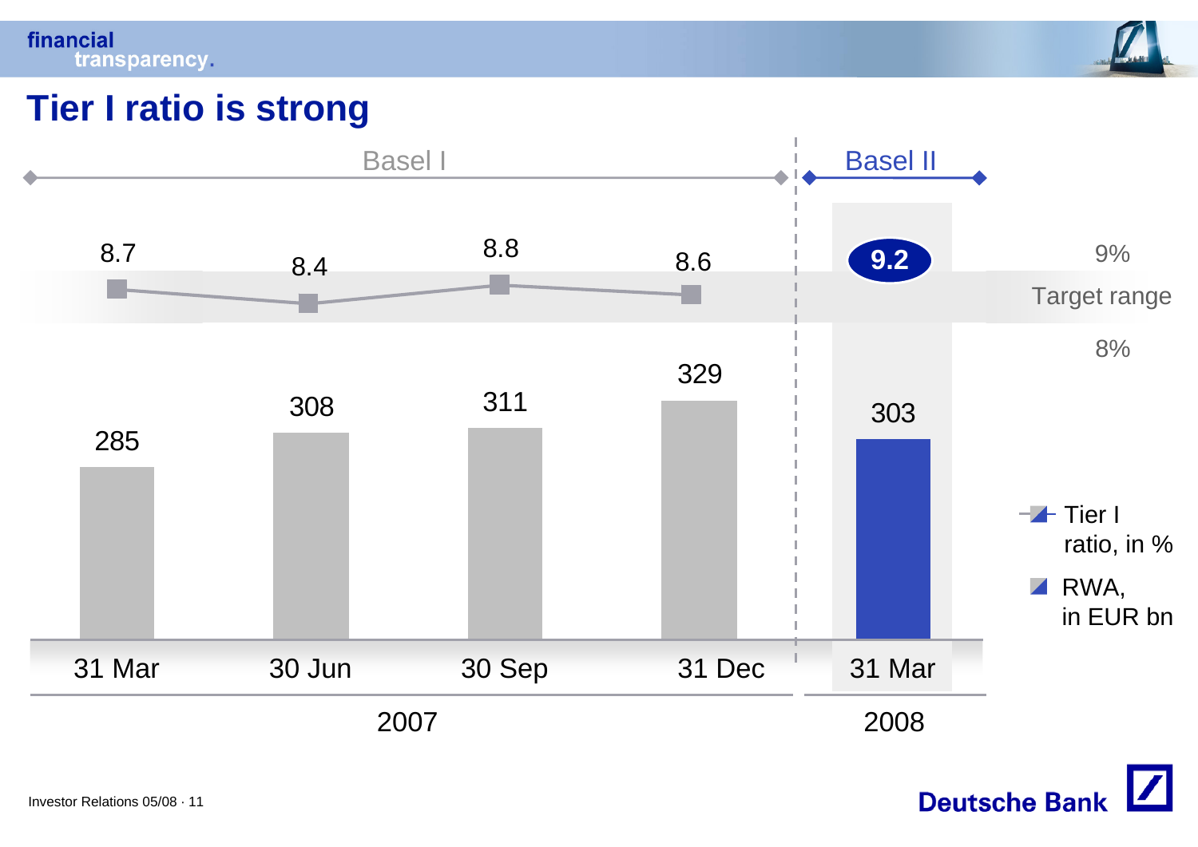# Tier I ratio is strong

| | Basel I | | | | Basel II |
|---|---|---|---|---|---|
| | 31 Mar 2007 | 30 Jun 2007 | 30 Sep 2007 | 31 Dec 2007 | 31 Mar 2008 |
| Tier I ratio, in % | 8.7 | 8.4 | 8.8 | 8.6 | 9.2 |
| RWA, in EUR bn | 285 | 308 | 311 | 329 | 303 |

Target range: 8% – 9%

Investor Relations 05/08 · 11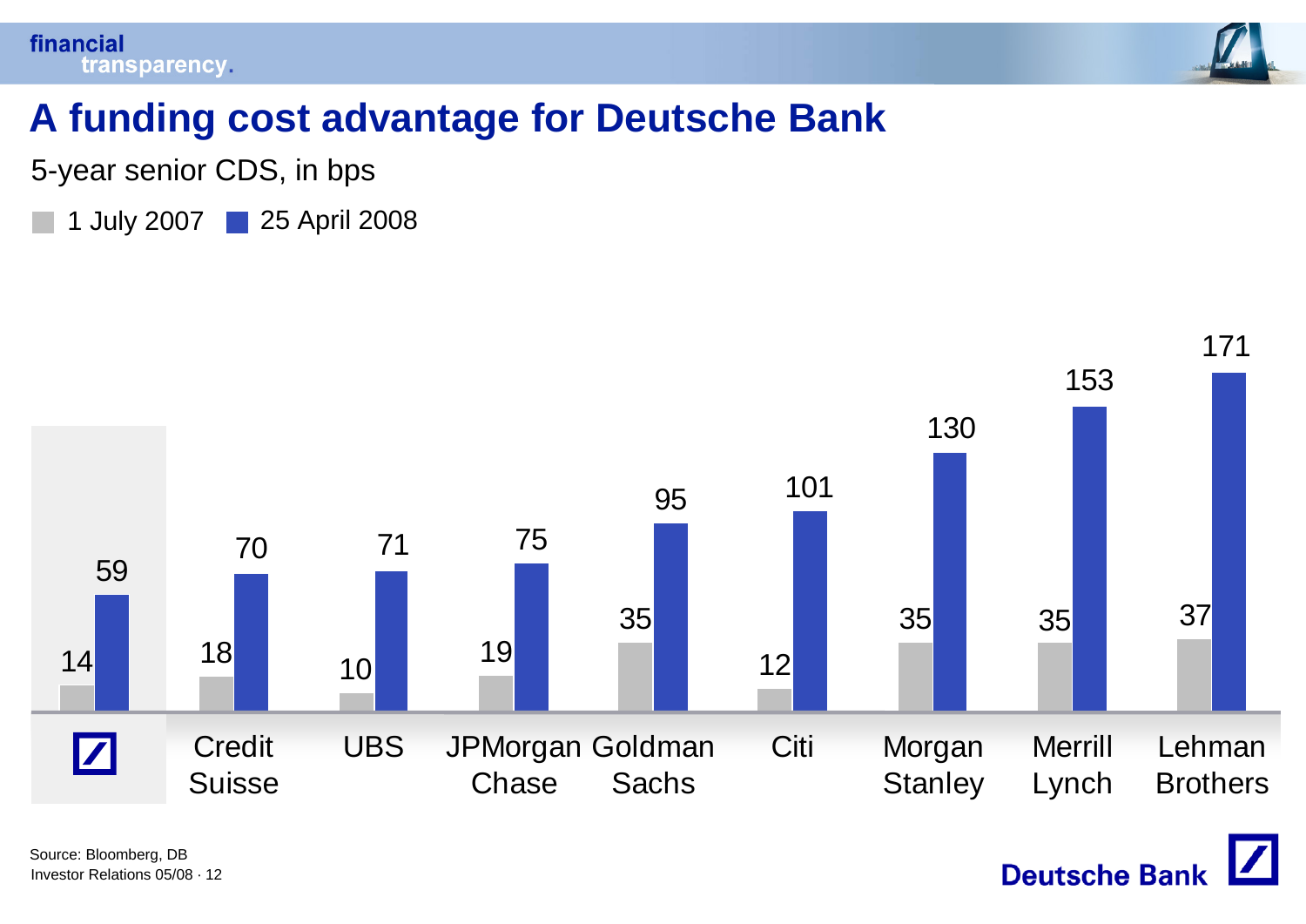# A funding cost advantage for Deutsche Bank

5-year senior CDS, in bps

| | 1 July 2007 | 25 April 2008 |
|---|---|---|
| Deutsche Bank | 14 | 59 |
| Credit Suisse | 18 | 70 |
| UBS | 10 | 71 |
| JPMorgan Chase | 19 | 75 |
| Goldman Sachs | 35 | 95 |
| Citi | 12 | 101 |
| Morgan Stanley | 35 | 130 |
| Merrill Lynch | 35 | 153 |
| Lehman Brothers | 37 | 171 |

Source: Bloomberg, DB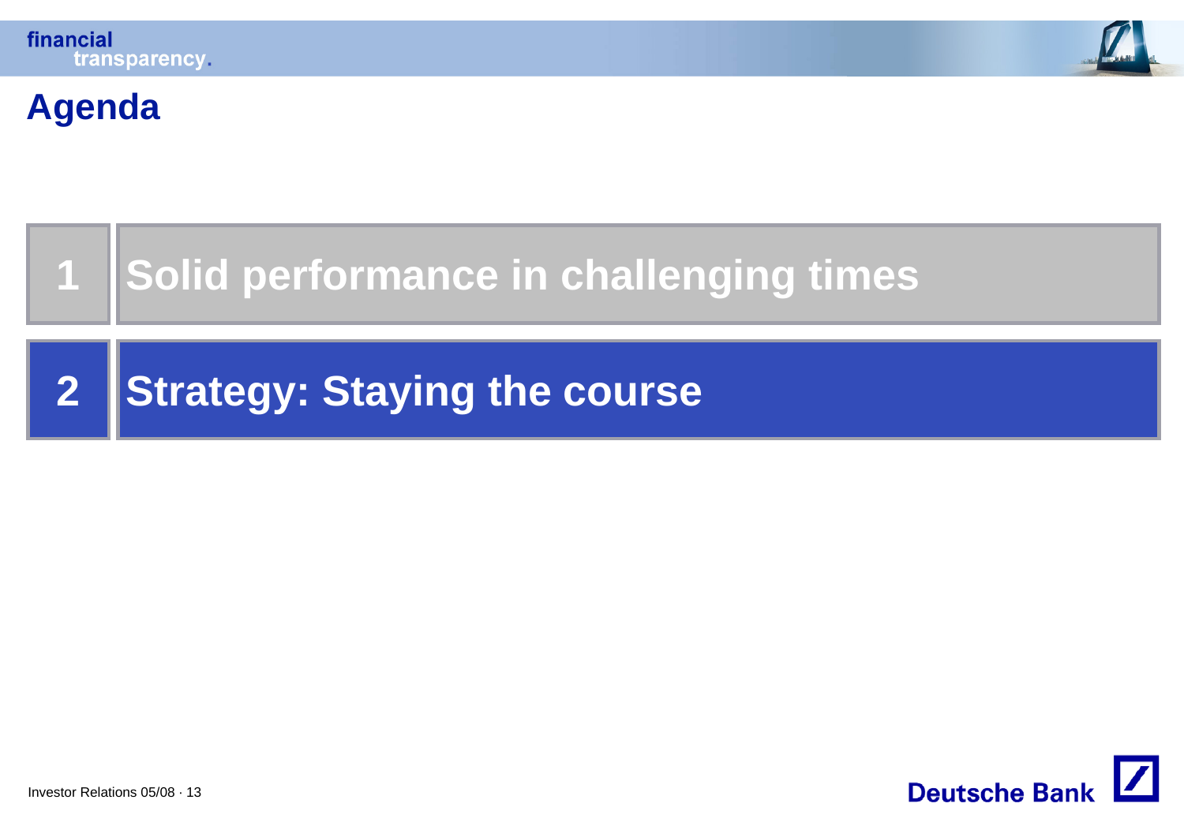# Agenda

1. Solid performance in challenging times

2. Strategy: Staying the course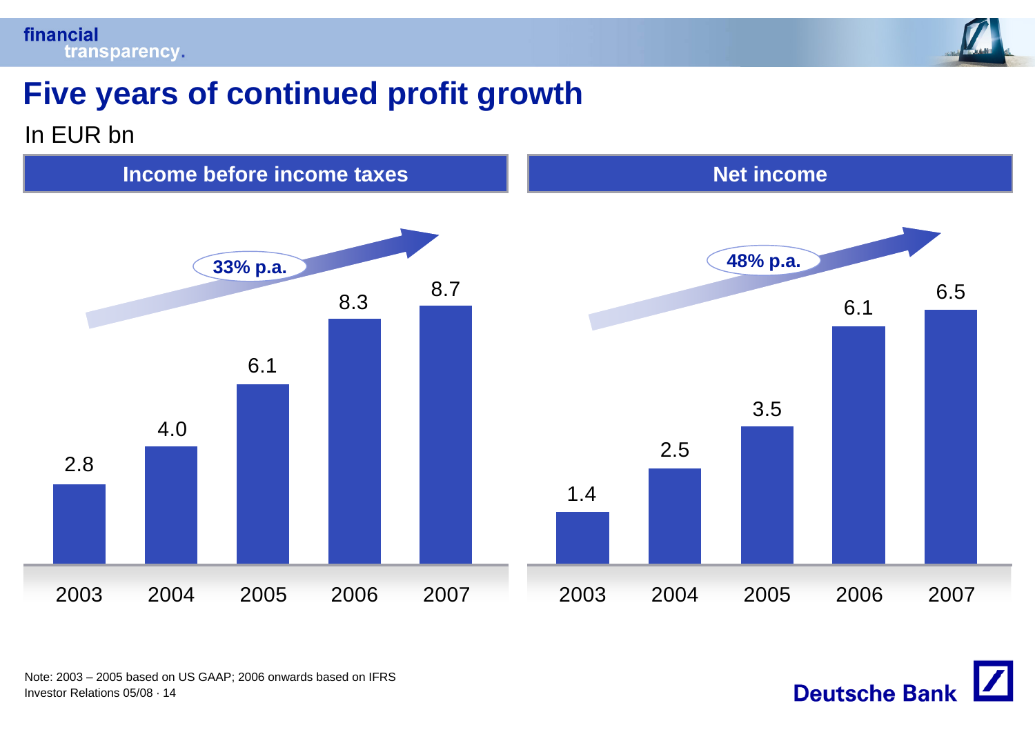# Five years of continued profit growth

In EUR bn

## Income before income taxes

33% p.a.

| 2003 | 2004 | 2005 | 2006 | 2007 |
|---|---|---|---|---|
| 2.8 | 4.0 | 6.1 | 8.3 | 8.7 |

## Net income

48% p.a.

| 2003 | 2004 | 2005 | 2006 | 2007 |
|---|---|---|---|---|
| 1.4 | 2.5 | 3.5 | 6.1 | 6.5 |

Note: 2003 – 2005 based on US GAAP; 2006 onwards based on IFRS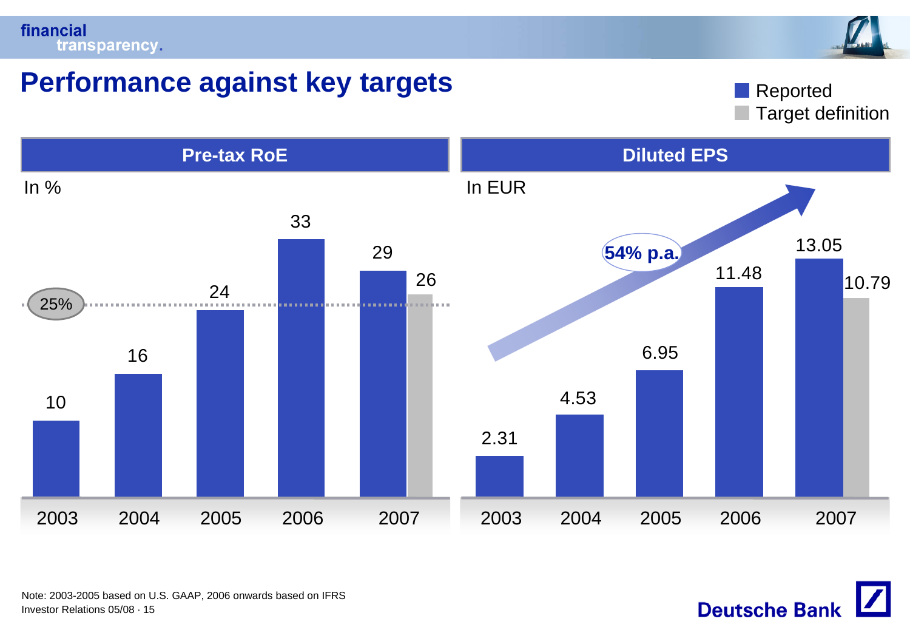# Performance against key targets

■ Reported
■ Target definition

## Pre-tax RoE

In %

| Year | Reported | Target definition |
|---|---|---|
| 2003 | 10 | |
| 2004 | 16 | |
| 2005 | 24 | |
| 2006 | 33 | |
| 2007 | 29 | 26 |

25%

## Diluted EPS

In EUR

| Year | Reported | Target definition |
|---|---|---|
| 2003 | 2.31 | |
| 2004 | 4.53 | |
| 2005 | 6.95 | |
| 2006 | 11.48 | |
| 2007 | 13.05 | 10.79 |

54% p.a.

Note: 2003-2005 based on U.S. GAAP, 2006 onwards based on IFRS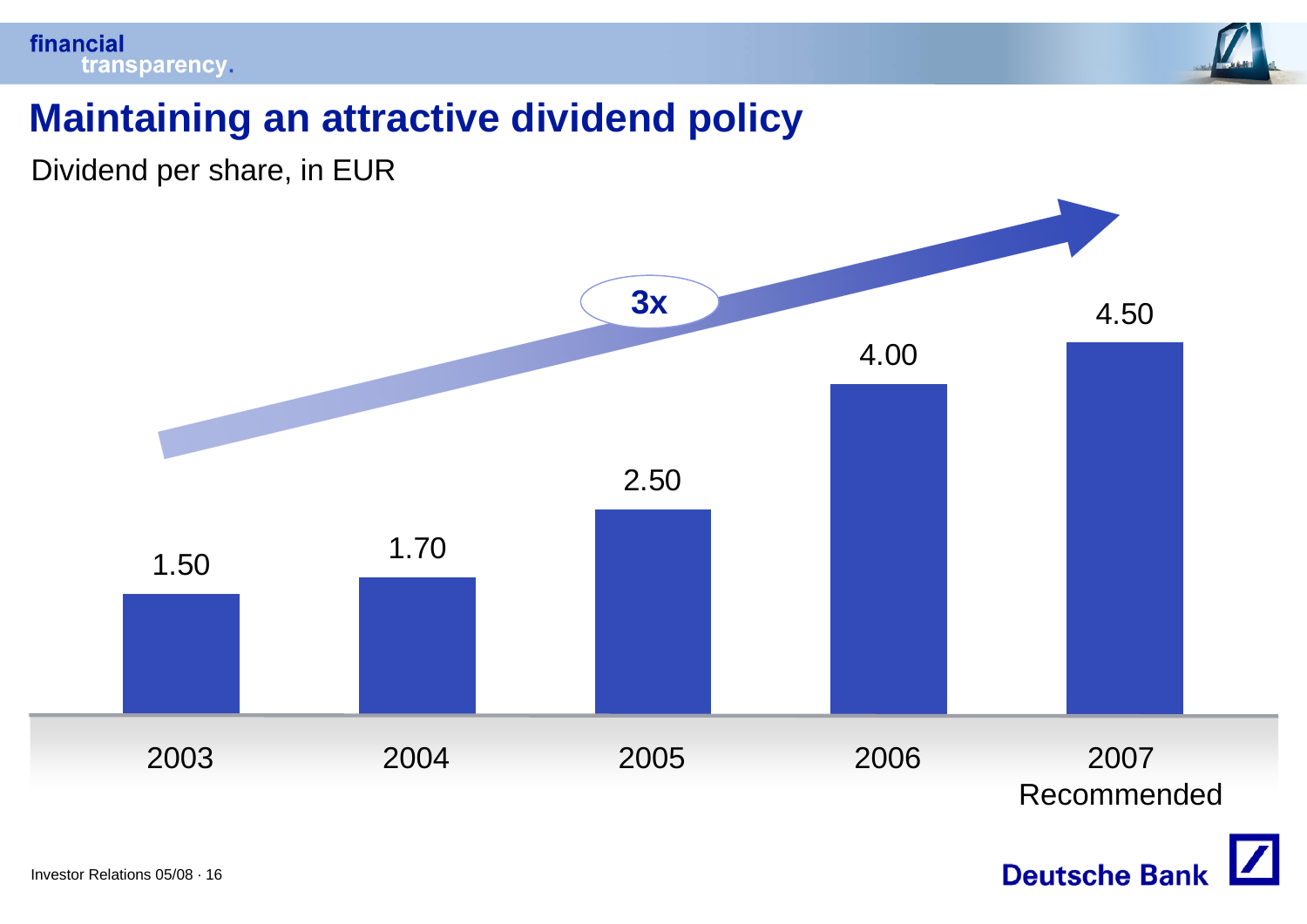# Maintaining an attractive dividend policy

Dividend per share, in EUR

| Year | Dividend per share (EUR) |
|---|---|
| 2003 | 1.50 |
| 2004 | 1.70 |
| 2005 | 2.50 |
| 2006 | 4.00 |
| 2007 Recommended | 4.50 |

3x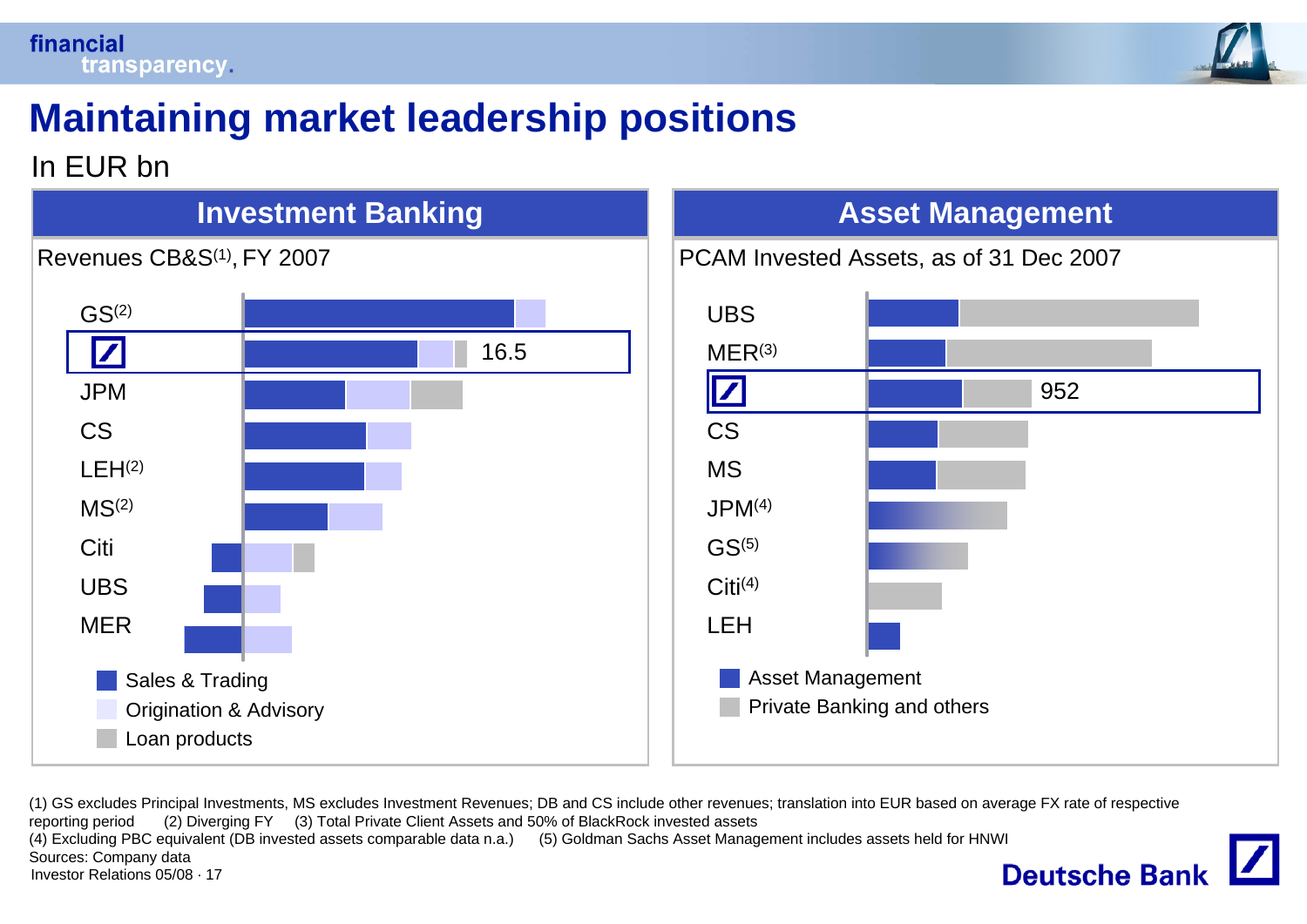# Maintaining market leadership positions

In EUR bn

## Investment Banking

Revenues CB&S(1), FY 2007

| Institution | Value |
|---|---|
| GS(2) | |
| Deutsche Bank | 16.5 |
| JPM | |
| CS | |
| LEH(2) | |
| MS(2) | |
| Citi | |
| UBS | |
| MER | |

- Sales & Trading
- Origination & Advisory
- Loan products

## Asset Management

PCAM Invested Assets, as of 31 Dec 2007

| Institution | Value |
|---|---|
| UBS | |
| MER(3) | |
| Deutsche Bank | 952 |
| CS | |
| MS | |
| JPM(4) | |
| GS(5) | |
| Citi(4) | |
| LEH | |

- Asset Management
- Private Banking and others

(1) GS excludes Principal Investments, MS excludes Investment Revenues; DB and CS include other revenues; translation into EUR based on average FX rate of respective reporting period (2) Diverging FY (3) Total Private Client Assets and 50% of BlackRock invested assets
(4) Excluding PBC equivalent (DB invested assets comparable data n.a.) (5) Goldman Sachs Asset Management includes assets held for HNWI
Sources: Company data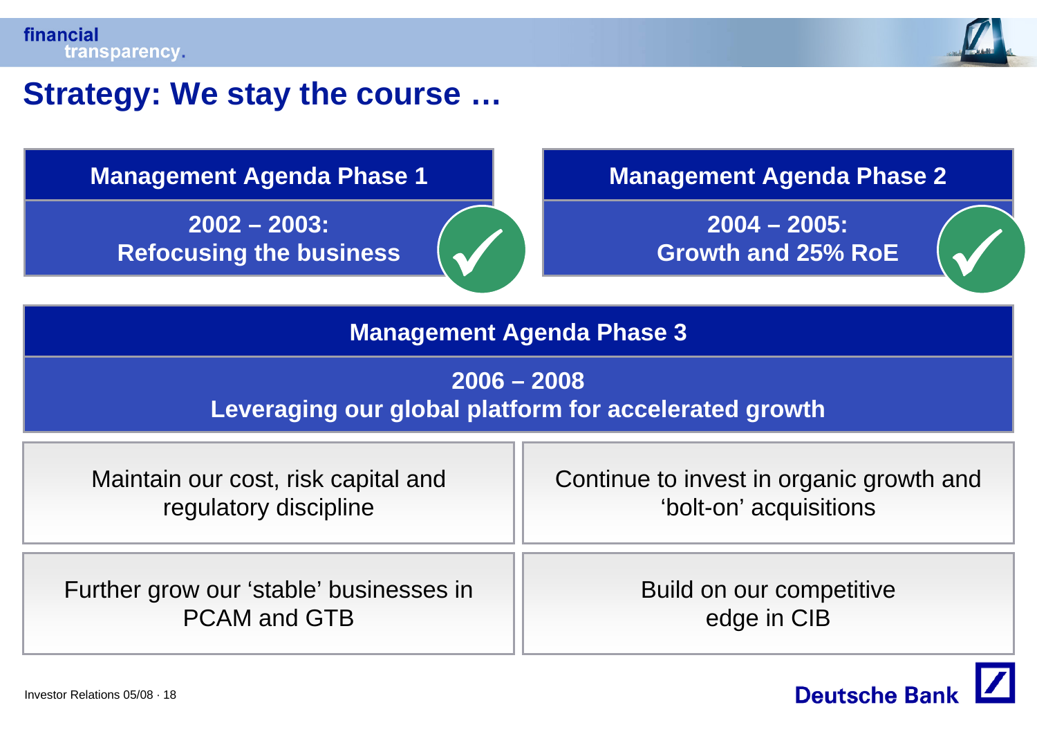# Strategy: We stay the course …

## Management Agenda Phase 1

**2002 – 2003: Refocusing the business** ✓

## Management Agenda Phase 2

**2004 – 2005: Growth and 25% RoE** ✓

## Management Agenda Phase 3

**2006 – 2008**
**Leveraging our global platform for accelerated growth**

- Maintain our cost, risk capital and regulatory discipline
- Continue to invest in organic growth and 'bolt-on' acquisitions
- Further grow our 'stable' businesses in PCAM and GTB
- Build on our competitive edge in CIB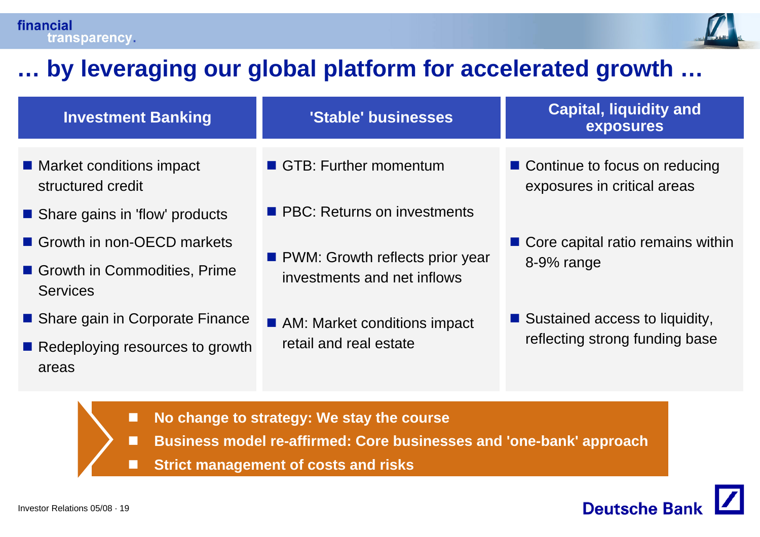# … by leveraging our global platform for accelerated growth …

## Investment Banking

- Market conditions impact structured credit
- Share gains in 'flow' products
- Growth in non-OECD markets
- Growth in Commodities, Prime Services
- Share gain in Corporate Finance
- Redeploying resources to growth areas

## 'Stable' businesses

- GTB: Further momentum
- PBC: Returns on investments
- PWM: Growth reflects prior year investments and net inflows
- AM: Market conditions impact retail and real estate

## Capital, liquidity and exposures

- Continue to focus on reducing exposures in critical areas
- Core capital ratio remains within 8-9% range
- Sustained access to liquidity, reflecting strong funding base

---

- **No change to strategy: We stay the course**
- **Business model re-affirmed: Core businesses and 'one-bank' approach**
- **Strict management of costs and risks**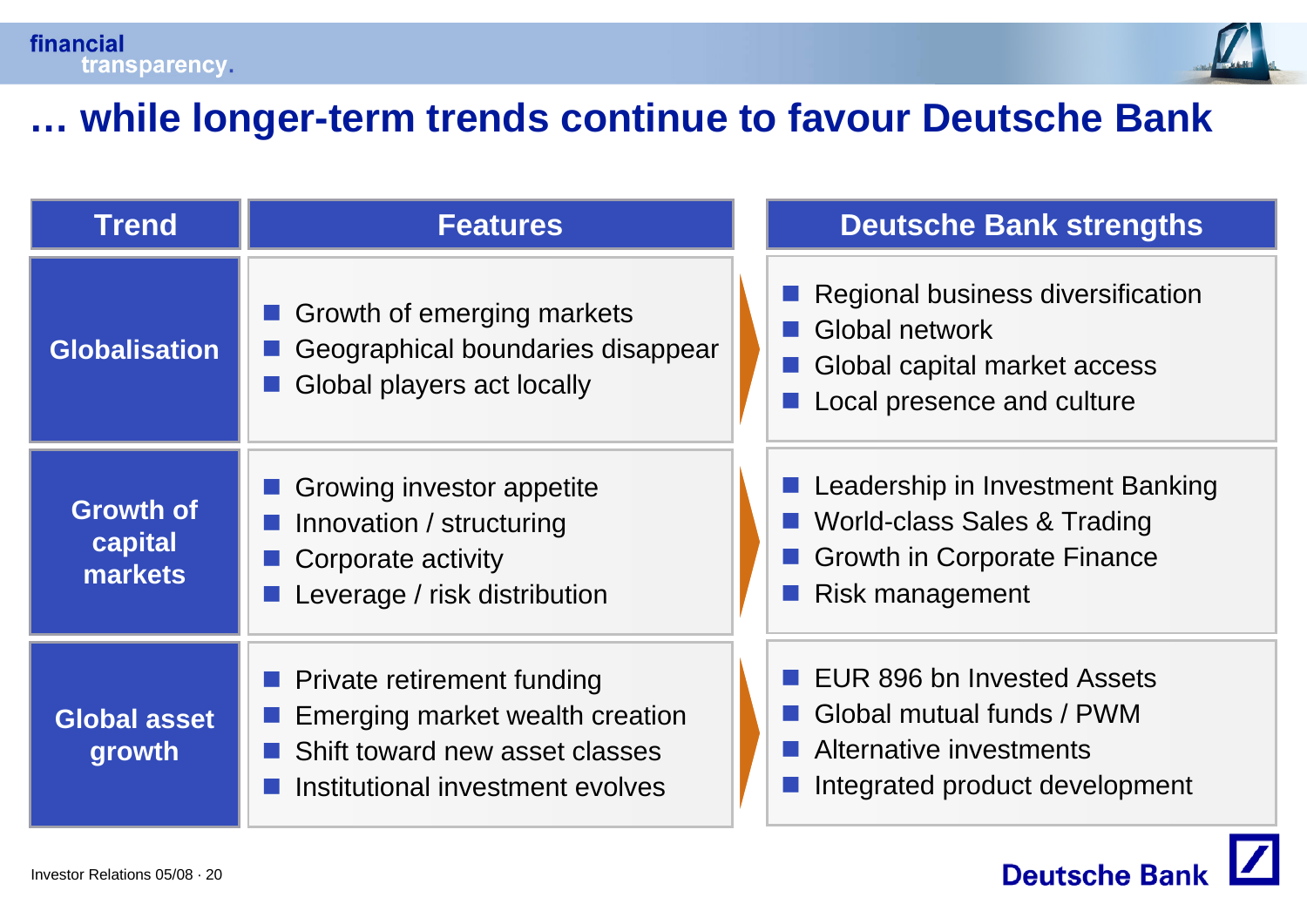# … while longer-term trends continue to favour Deutsche Bank

| Trend | Features | Deutsche Bank strengths |
|---|---|---|
| **Globalisation** | ■ Growth of emerging markets<br>■ Geographical boundaries disappear<br>■ Global players act locally | ■ Regional business diversification<br>■ Global network<br>■ Global capital market access<br>■ Local presence and culture |
| **Growth of capital markets** | ■ Growing investor appetite<br>■ Innovation / structuring<br>■ Corporate activity<br>■ Leverage / risk distribution | ■ Leadership in Investment Banking<br>■ World-class Sales & Trading<br>■ Growth in Corporate Finance<br>■ Risk management |
| **Global asset growth** | ■ Private retirement funding<br>■ Emerging market wealth creation<br>■ Shift toward new asset classes<br>■ Institutional investment evolves | ■ EUR 896 bn Invested Assets<br>■ Global mutual funds / PWM<br>■ Alternative investments<br>■ Integrated product development |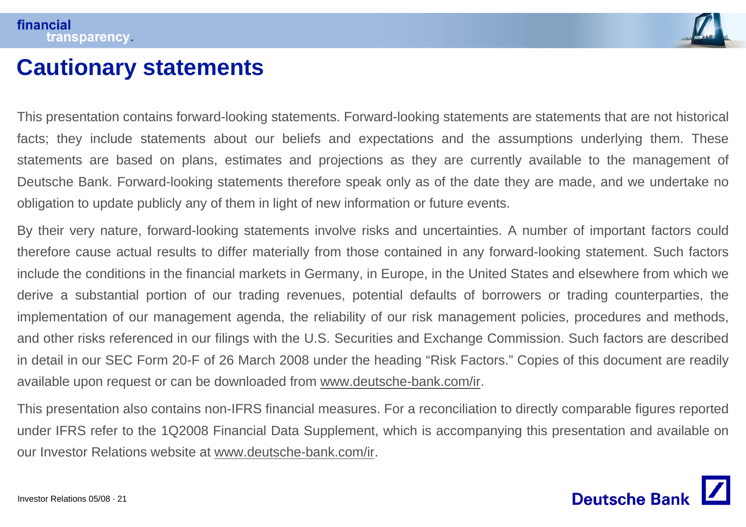# Cautionary statements

This presentation contains forward-looking statements. Forward-looking statements are statements that are not historical facts; they include statements about our beliefs and expectations and the assumptions underlying them. These statements are based on plans, estimates and projections as they are currently available to the management of Deutsche Bank. Forward-looking statements therefore speak only as of the date they are made, and we undertake no obligation to update publicly any of them in light of new information or future events.

By their very nature, forward-looking statements involve risks and uncertainties. A number of important factors could therefore cause actual results to differ materially from those contained in any forward-looking statement. Such factors include the conditions in the financial markets in Germany, in Europe, in the United States and elsewhere from which we derive a substantial portion of our trading revenues, potential defaults of borrowers or trading counterparties, the implementation of our management agenda, the reliability of our risk management policies, procedures and methods, and other risks referenced in our filings with the U.S. Securities and Exchange Commission. Such factors are described in detail in our SEC Form 20-F of 26 March 2008 under the heading "Risk Factors." Copies of this document are readily available upon request or can be downloaded from www.deutsche-bank.com/ir.

This presentation also contains non-IFRS financial measures. For a reconciliation to directly comparable figures reported under IFRS refer to the 1Q2008 Financial Data Supplement, which is accompanying this presentation and available on our Investor Relations website at www.deutsche-bank.com/ir.